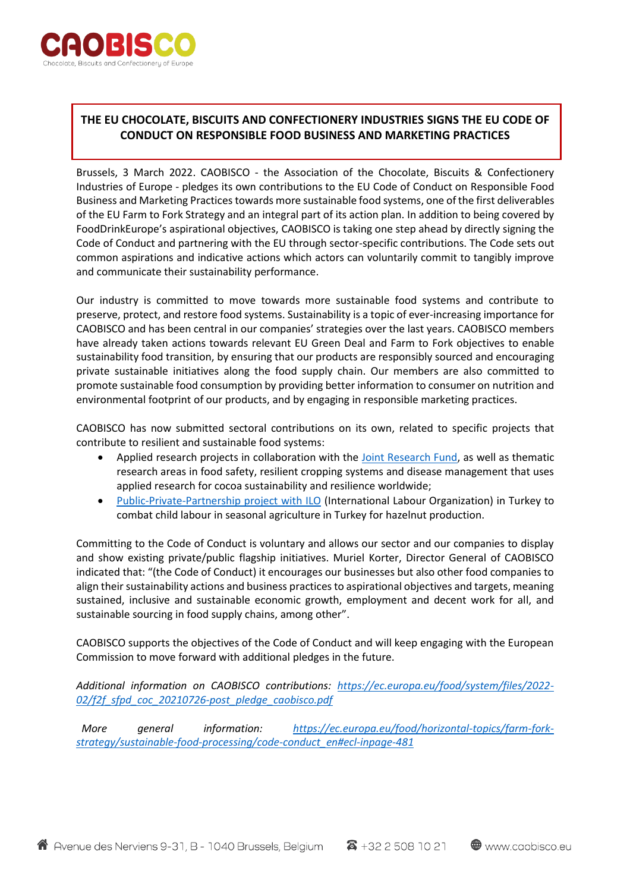# THE EU CHOCOLATE, BISCUITS AND CONFECTIONERY INDUSTRIES SIGNS THE EU CODE OF CONDUCT ON RESPONSIBLE FOOD BUSINESS AND MARKETING PRACTICES

Brussels, 3 March 2022. CAOBISCO - the Association of the Chocolate, Biscuits & Confectionery Industries of Europe - pledges its own contributions to the EU Code of Conduct on Responsible Food Business and Marketing Practices towards more sustainable food systems, one of the first deliverables of the EU Farm to Fork Strategy and an integral part of its action plan. In addition to being covered by FoodDrinkEurope's aspirational objectives, CAOBISCO is taking one step ahead by directly signing the Code of Conduct and partnering with the EU through sector-specific contributions. The Code sets out common aspirations and indicative actions which actors can voluntarily commit to tangibly improve and communicate their sustainability performance.

Our industry is committed to move towards more sustainable food systems and contribute to preserve, protect, and restore food systems. Sustainability is a topic of ever-increasing importance for CAOBISCO and has been central in our companies' strategies over the last years. CAOBISCO members have already taken actions towards relevant EU Green Deal and Farm to Fork objectives to enable sustainability food transition, by ensuring that our products are responsibly sourced and encouraging private sustainable initiatives along the food supply chain. Our members are also committed to promote sustainable food consumption by providing better information to consumer on nutrition and environmental footprint of our products, and by engaging in responsible marketing practices.

CAOBISCO has now submitted sectoral contributions on its own, related to specific projects that contribute to resilient and sustainable food systems:

- Applied research projects in collaboration with the Joint Research Fund, as well as thematic research areas in food safety, resilient cropping systems and disease management that uses applied research for cocoa sustainability and resilience worldwide;
- Public-Private-Partnership project with ILO (International Labour Organization) in Turkey to combat child labour in seasonal agriculture in Turkey for hazelnut production.

Committing to the Code of Conduct is voluntary and allows our sector and our companies to display and show existing private/public flagship initiatives. Muriel Korter, Director General of CAOBISCO indicated that: "(the Code of Conduct) it encourages our businesses but also other food companies to align their sustainability actions and business practices to aspirational objectives and targets, meaning sustained, inclusive and sustainable economic growth, employment and decent work for all, and sustainable sourcing in food supply chains, among other".

CAOBISCO supports the objectives of the Code of Conduct and will keep engaging with the European Commission to move forward with additional pledges in the future.

*Additional information on CAOBISCO contributions: https://ec.europa.eu/food/system/files/2022-02/f2f_sfpd_coc_20210726-post_pledge_caobisco.pdf*

*More general information: https://ec.europa.eu/food/horizontal-topics/farm-fork-strategy/sustainable-food-processing/code-conduct_en#ecl-inpage-481*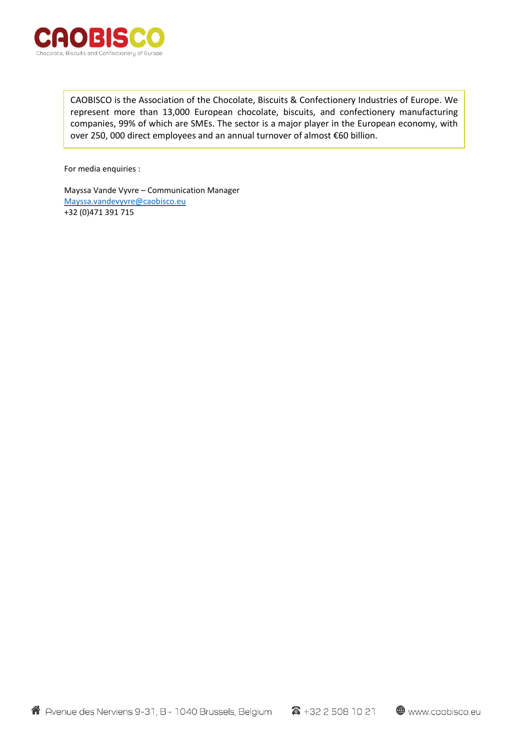CAOBISCO is the Association of the Chocolate, Biscuits & Confectionery Industries of Europe. We represent more than 13,000 European chocolate, biscuits, and confectionery manufacturing companies, 99% of which are SMEs. The sector is a major player in the European economy, with over 250, 000 direct employees and an annual turnover of almost €60 billion.

For media enquiries :

Mayssa Vande Vyvre – Communication Manager
Mayssa.vandevyvre@caobisco.eu
+32 (0)471 391 715